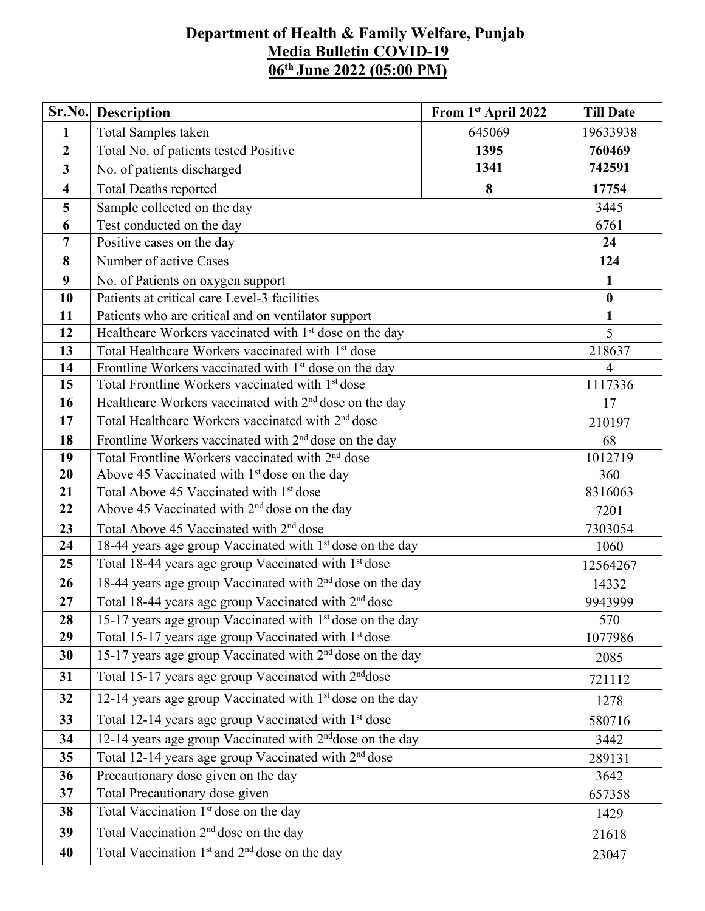# Department of Health & Family Welfare, Punjab

## Media Bulletin COVID-19

## 06th June 2022 (05:00 PM)

| Sr.No. | Description | From 1st April 2022 | Till Date |
|---|---|---|---|
| 1 | Total Samples taken | 645069 | 19633938 |
| 2 | Total No. of patients tested Positive | **1395** | **760469** |
| 3 | No. of patients discharged | **1341** | **742591** |
| 4 | Total Deaths reported | **8** | **17754** |
| 5 | Sample collected on the day | | 3445 |
| 6 | Test conducted on the day | | 6761 |
| 7 | Positive cases on the day | | **24** |
| 8 | Number of active Cases | | **124** |
| 9 | No. of Patients on oxygen support | | **1** |
| 10 | Patients at critical care Level-3 facilities | | **0** |
| 11 | Patients who are critical and on ventilator support | | **1** |
| 12 | Healthcare Workers vaccinated with 1st dose on the day | | 5 |
| 13 | Total Healthcare Workers vaccinated with 1st dose | | 218637 |
| 14 | Frontline Workers vaccinated with 1st dose on the day | | 4 |
| 15 | Total Frontline Workers vaccinated with 1st dose | | 1117336 |
| 16 | Healthcare Workers vaccinated with 2nd dose on the day | | 17 |
| 17 | Total Healthcare Workers vaccinated with 2nd dose | | 210197 |
| 18 | Frontline Workers vaccinated with 2nd dose on the day | | 68 |
| 19 | Total Frontline Workers vaccinated with 2nd dose | | 1012719 |
| 20 | Above 45 Vaccinated with 1st dose on the day | | 360 |
| 21 | Total Above 45 Vaccinated with 1st dose | | 8316063 |
| 22 | Above 45 Vaccinated with 2nd dose on the day | | 7201 |
| 23 | Total Above 45 Vaccinated with 2nd dose | | 7303054 |
| 24 | 18-44 years age group Vaccinated with 1st dose on the day | | 1060 |
| 25 | Total 18-44 years age group Vaccinated with 1st dose | | 12564267 |
| 26 | 18-44 years age group Vaccinated with 2nd dose on the day | | 14332 |
| 27 | Total 18-44 years age group Vaccinated with 2nd dose | | 9943999 |
| 28 | 15-17 years age group Vaccinated with 1st dose on the day | | 570 |
| 29 | Total 15-17 years age group Vaccinated with 1st dose | | 1077986 |
| 30 | 15-17 years age group Vaccinated with 2nd dose on the day | | 2085 |
| 31 | Total 15-17 years age group Vaccinated with 2nddose | | 721112 |
| 32 | 12-14 years age group Vaccinated with 1st dose on the day | | 1278 |
| 33 | Total 12-14 years age group Vaccinated with 1st dose | | 580716 |
| 34 | 12-14 years age group Vaccinated with 2nddose on the day | | 3442 |
| 35 | Total 12-14 years age group Vaccinated with 2nd dose | | 289131 |
| 36 | Precautionary dose given on the day | | 3642 |
| 37 | Total Precautionary dose given | | 657358 |
| 38 | Total Vaccination 1st dose on the day | | 1429 |
| 39 | Total Vaccination 2nd dose on the day | | 21618 |
| 40 | Total Vaccination 1st and 2nd dose on the day | | 23047 |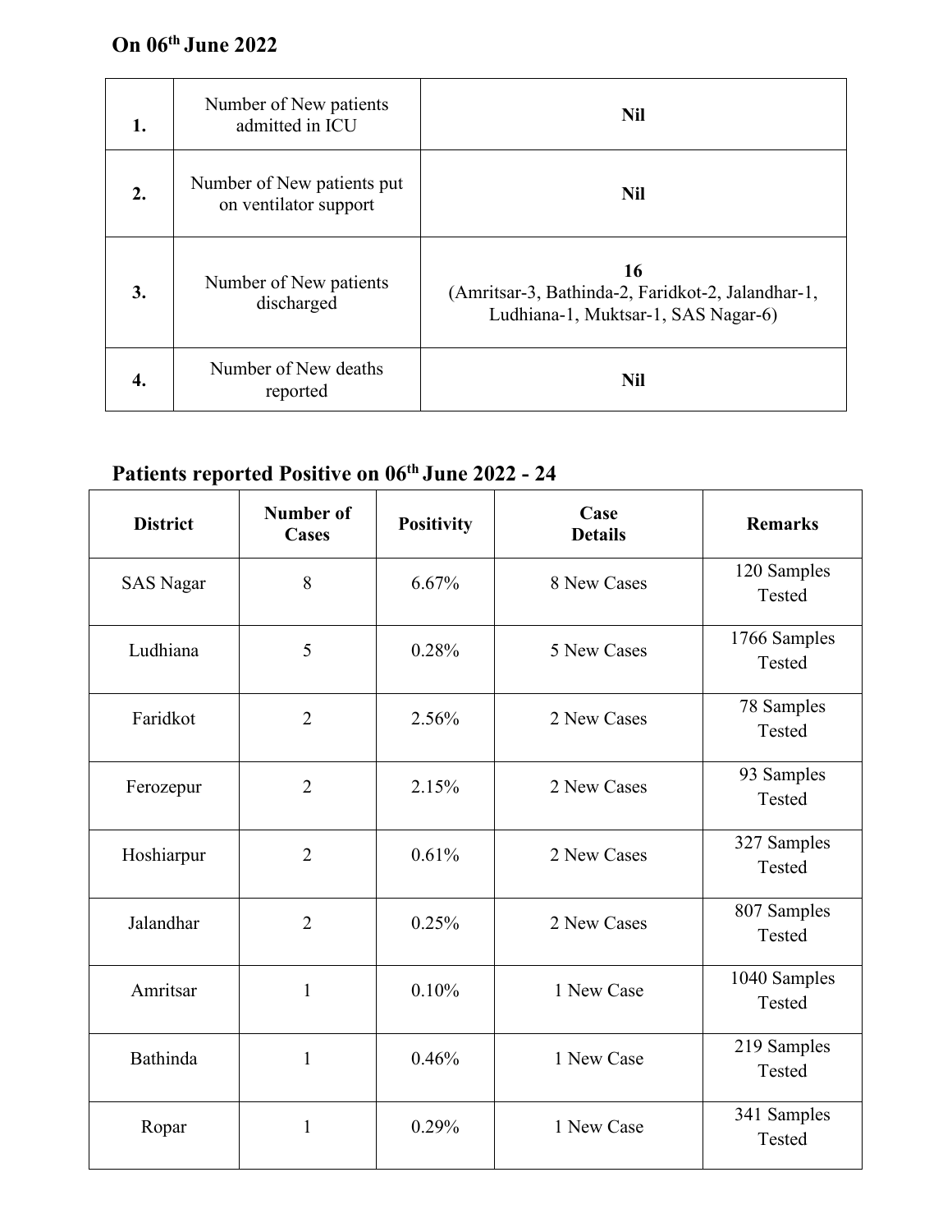## On 06th June 2022

| | | |
|---|---|---|
| **1.** | Number of New patients admitted in ICU | **Nil** |
| **2.** | Number of New patients put on ventilator support | **Nil** |
| **3.** | Number of New patients discharged | **16** (Amritsar-3, Bathinda-2, Faridkot-2, Jalandhar-1, Ludhiana-1, Muktsar-1, SAS Nagar-6) |
| **4.** | Number of New deaths reported | **Nil** |

## Patients reported Positive on 06th June 2022 - 24

| District | Number of Cases | Positivity | Case Details | Remarks |
|---|---|---|---|---|
| SAS Nagar | 8 | 6.67% | 8 New Cases | 120 Samples Tested |
| Ludhiana | 5 | 0.28% | 5 New Cases | 1766 Samples Tested |
| Faridkot | 2 | 2.56% | 2 New Cases | 78 Samples Tested |
| Ferozepur | 2 | 2.15% | 2 New Cases | 93 Samples Tested |
| Hoshiarpur | 2 | 0.61% | 2 New Cases | 327 Samples Tested |
| Jalandhar | 2 | 0.25% | 2 New Cases | 807 Samples Tested |
| Amritsar | 1 | 0.10% | 1 New Case | 1040 Samples Tested |
| Bathinda | 1 | 0.46% | 1 New Case | 219 Samples Tested |
| Ropar | 1 | 0.29% | 1 New Case | 341 Samples Tested |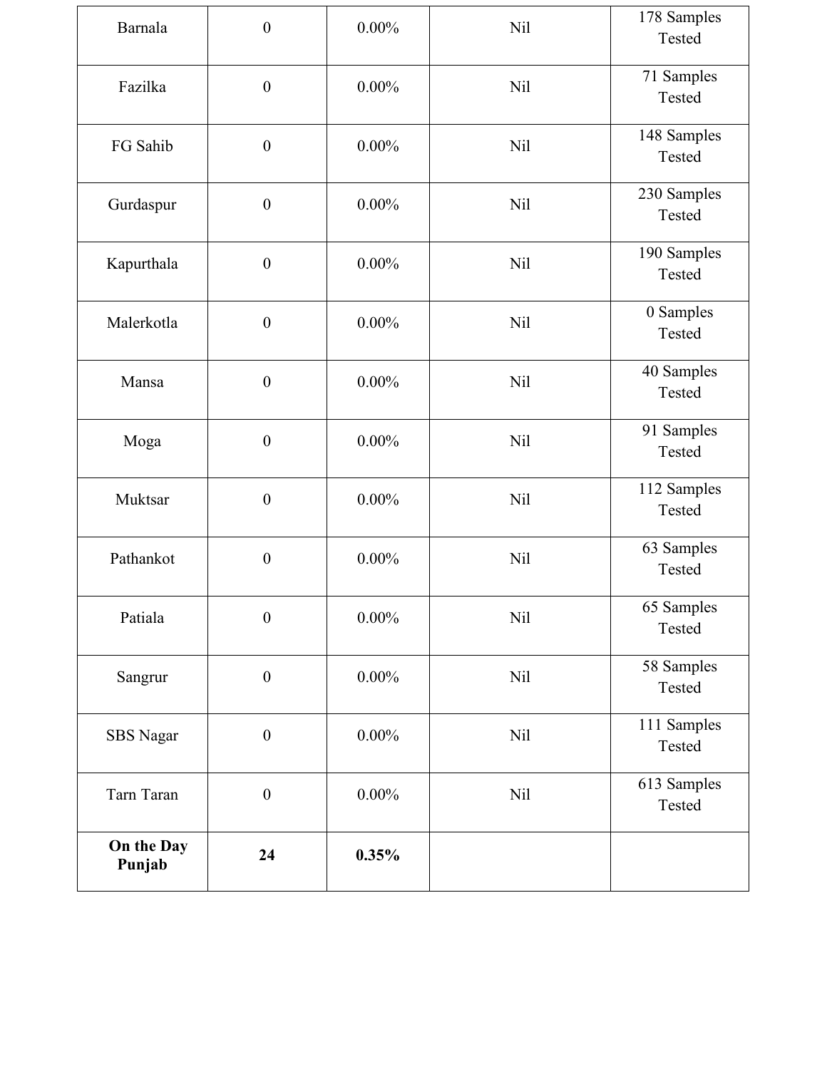| | | | | |
|---|---|---|---|---|
| Barnala | 0 | 0.00% | Nil | 178 Samples Tested |
| Fazilka | 0 | 0.00% | Nil | 71 Samples Tested |
| FG Sahib | 0 | 0.00% | Nil | 148 Samples Tested |
| Gurdaspur | 0 | 0.00% | Nil | 230 Samples Tested |
| Kapurthala | 0 | 0.00% | Nil | 190 Samples Tested |
| Malerkotla | 0 | 0.00% | Nil | 0 Samples Tested |
| Mansa | 0 | 0.00% | Nil | 40 Samples Tested |
| Moga | 0 | 0.00% | Nil | 91 Samples Tested |
| Muktsar | 0 | 0.00% | Nil | 112 Samples Tested |
| Pathankot | 0 | 0.00% | Nil | 63 Samples Tested |
| Patiala | 0 | 0.00% | Nil | 65 Samples Tested |
| Sangrur | 0 | 0.00% | Nil | 58 Samples Tested |
| SBS Nagar | 0 | 0.00% | Nil | 111 Samples Tested |
| Tarn Taran | 0 | 0.00% | Nil | 613 Samples Tested |
| **On the Day Punjab** | **24** | **0.35%** | | |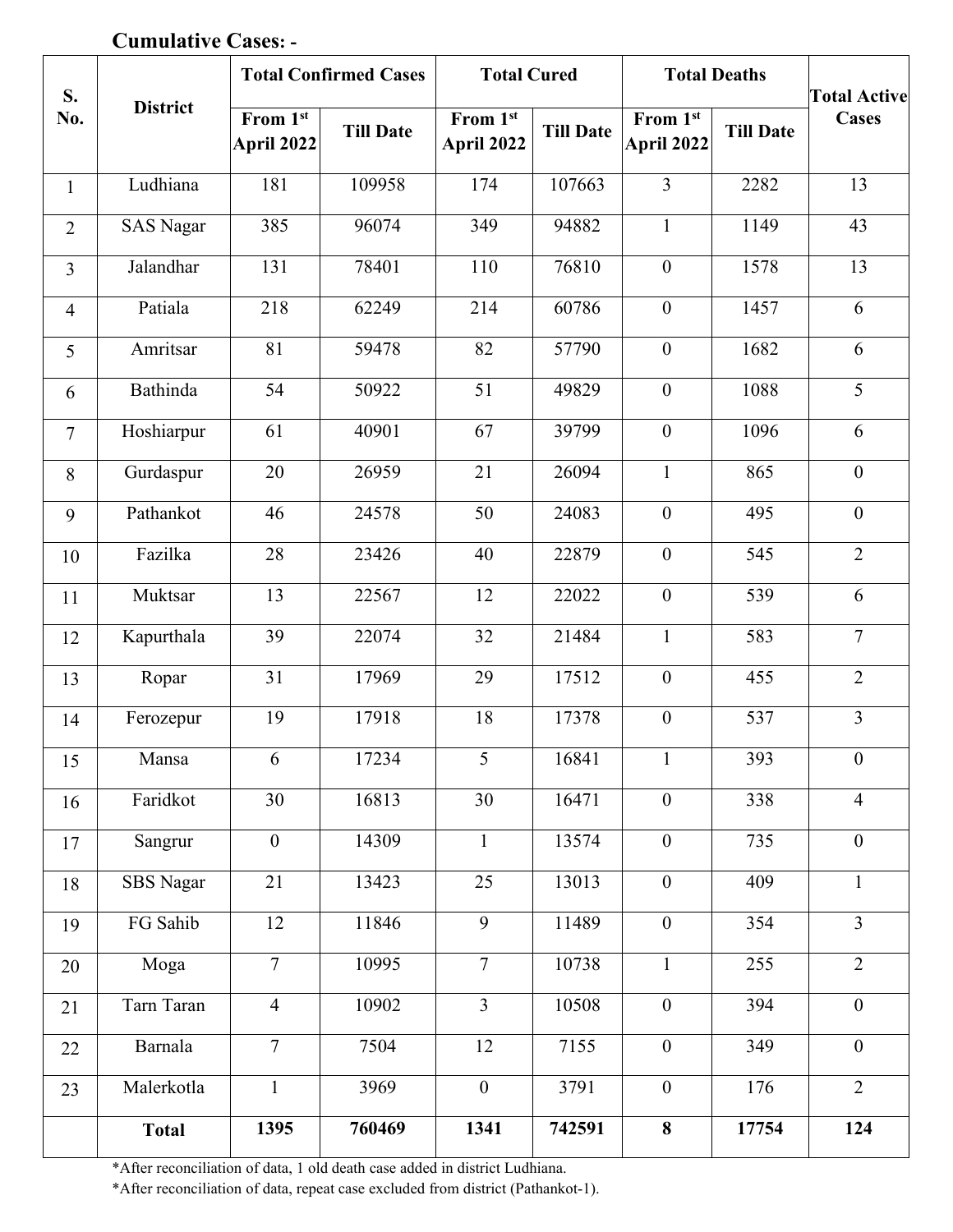**Cumulative Cases: -**

| S. No. | District | Total Confirmed Cases | | Total Cured | | Total Deaths | | Total Active Cases |
|---|---|---|---|---|---|---|---|---|
| | | From 1st April 2022 | Till Date | From 1st April 2022 | Till Date | From 1st April 2022 | Till Date | |
| 1 | Ludhiana | 181 | 109958 | 174 | 107663 | 3 | 2282 | 13 |
| 2 | SAS Nagar | 385 | 96074 | 349 | 94882 | 1 | 1149 | 43 |
| 3 | Jalandhar | 131 | 78401 | 110 | 76810 | 0 | 1578 | 13 |
| 4 | Patiala | 218 | 62249 | 214 | 60786 | 0 | 1457 | 6 |
| 5 | Amritsar | 81 | 59478 | 82 | 57790 | 0 | 1682 | 6 |
| 6 | Bathinda | 54 | 50922 | 51 | 49829 | 0 | 1088 | 5 |
| 7 | Hoshiarpur | 61 | 40901 | 67 | 39799 | 0 | 1096 | 6 |
| 8 | Gurdaspur | 20 | 26959 | 21 | 26094 | 1 | 865 | 0 |
| 9 | Pathankot | 46 | 24578 | 50 | 24083 | 0 | 495 | 0 |
| 10 | Fazilka | 28 | 23426 | 40 | 22879 | 0 | 545 | 2 |
| 11 | Muktsar | 13 | 22567 | 12 | 22022 | 0 | 539 | 6 |
| 12 | Kapurthala | 39 | 22074 | 32 | 21484 | 1 | 583 | 7 |
| 13 | Ropar | 31 | 17969 | 29 | 17512 | 0 | 455 | 2 |
| 14 | Ferozepur | 19 | 17918 | 18 | 17378 | 0 | 537 | 3 |
| 15 | Mansa | 6 | 17234 | 5 | 16841 | 1 | 393 | 0 |
| 16 | Faridkot | 30 | 16813 | 30 | 16471 | 0 | 338 | 4 |
| 17 | Sangrur | 0 | 14309 | 1 | 13574 | 0 | 735 | 0 |
| 18 | SBS Nagar | 21 | 13423 | 25 | 13013 | 0 | 409 | 1 |
| 19 | FG Sahib | 12 | 11846 | 9 | 11489 | 0 | 354 | 3 |
| 20 | Moga | 7 | 10995 | 7 | 10738 | 1 | 255 | 2 |
| 21 | Tarn Taran | 4 | 10902 | 3 | 10508 | 0 | 394 | 0 |
| 22 | Barnala | 7 | 7504 | 12 | 7155 | 0 | 349 | 0 |
| 23 | Malerkotla | 1 | 3969 | 0 | 3791 | 0 | 176 | 2 |
| | **Total** | **1395** | **760469** | **1341** | **742591** | **8** | **17754** | **124** |

*After reconciliation of data, 1 old death case added in district Ludhiana.

*After reconciliation of data, repeat case excluded from district (Pathankot-1).